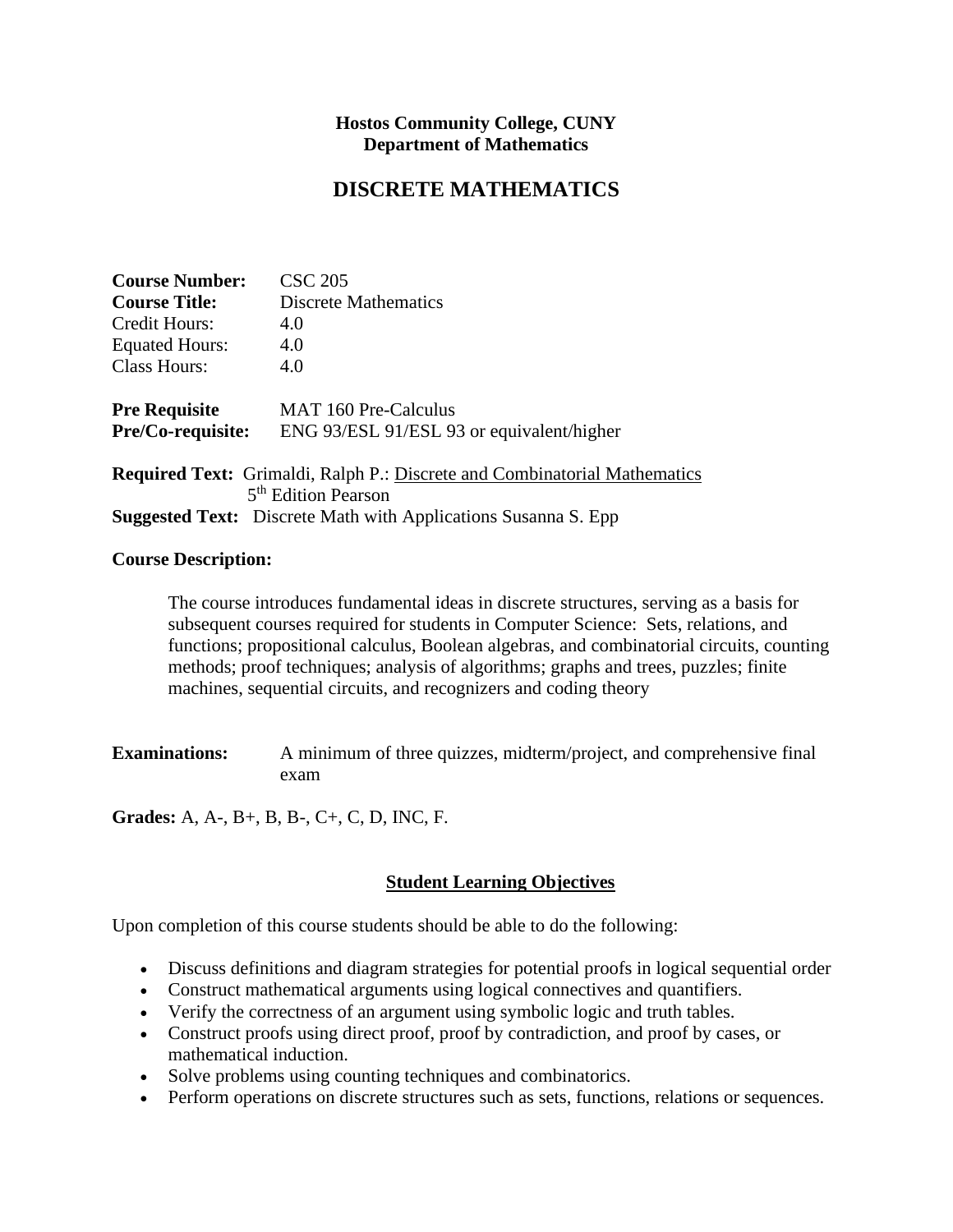**Hostos Community College, CUNY**
**Department of Mathematics**

# DISCRETE MATHEMATICS

**Course Number:** CSC 205
**Course Title:** Discrete Mathematics
Credit Hours: 4.0
Equated Hours: 4.0
Class Hours: 4.0

**Pre Requisite** MAT 160 Pre-Calculus
**Pre/Co-requisite:** ENG 93/ESL 91/ESL 93 or equivalent/higher

**Required Text:** Grimaldi, Ralph P.: Discrete and Combinatorial Mathematics 5th Edition Pearson
**Suggested Text:** Discrete Math with Applications Susanna S. Epp

**Course Description:**

The course introduces fundamental ideas in discrete structures, serving as a basis for subsequent courses required for students in Computer Science: Sets, relations, and functions; propositional calculus, Boolean algebras, and combinatorial circuits, counting methods; proof techniques; analysis of algorithms; graphs and trees, puzzles; finite machines, sequential circuits, and recognizers and coding theory

**Examinations:** A minimum of three quizzes, midterm/project, and comprehensive final exam

**Grades:** A, A-, B+, B, B-, C+, C, D, INC, F.

## Student Learning Objectives

Upon completion of this course students should be able to do the following:

- Discuss definitions and diagram strategies for potential proofs in logical sequential order
- Construct mathematical arguments using logical connectives and quantifiers.
- Verify the correctness of an argument using symbolic logic and truth tables.
- Construct proofs using direct proof, proof by contradiction, and proof by cases, or mathematical induction.
- Solve problems using counting techniques and combinatorics.
- Perform operations on discrete structures such as sets, functions, relations or sequences.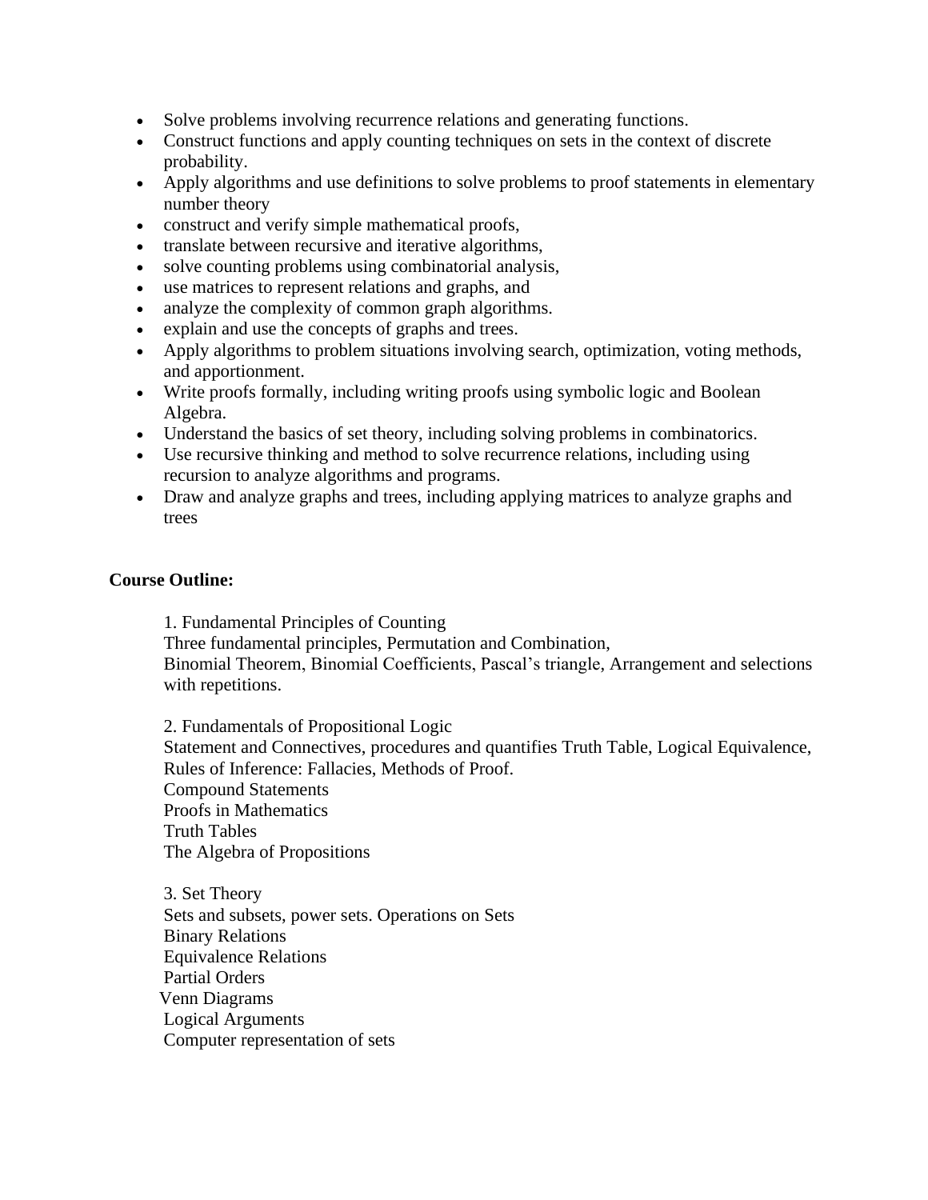- Solve problems involving recurrence relations and generating functions.
- Construct functions and apply counting techniques on sets in the context of discrete probability.
- Apply algorithms and use definitions to solve problems to proof statements in elementary number theory
- construct and verify simple mathematical proofs,
- translate between recursive and iterative algorithms,
- solve counting problems using combinatorial analysis,
- use matrices to represent relations and graphs, and
- analyze the complexity of common graph algorithms.
- explain and use the concepts of graphs and trees.
- Apply algorithms to problem situations involving search, optimization, voting methods, and apportionment.
- Write proofs formally, including writing proofs using symbolic logic and Boolean Algebra.
- Understand the basics of set theory, including solving problems in combinatorics.
- Use recursive thinking and method to solve recurrence relations, including using recursion to analyze algorithms and programs.
- Draw and analyze graphs and trees, including applying matrices to analyze graphs and trees

**Course Outline:**

1. Fundamental Principles of Counting
Three fundamental principles, Permutation and Combination,
Binomial Theorem, Binomial Coefficients, Pascal's triangle, Arrangement and selections with repetitions.

2. Fundamentals of Propositional Logic
Statement and Connectives, procedures and quantifies Truth Table, Logical Equivalence, Rules of Inference: Fallacies, Methods of Proof.
Compound Statements
Proofs in Mathematics
Truth Tables
The Algebra of Propositions

3. Set Theory
Sets and subsets, power sets. Operations on Sets
Binary Relations
Equivalence Relations
Partial Orders
Venn Diagrams
Logical Arguments
Computer representation of sets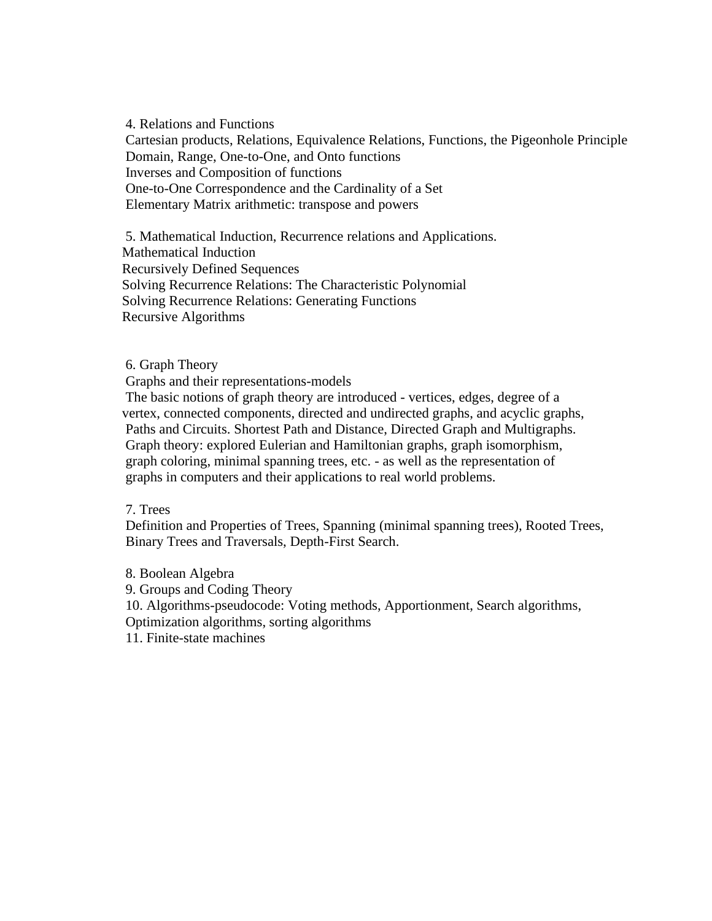4. Relations and Functions

Cartesian products, Relations, Equivalence Relations, Functions, the Pigeonhole Principle
Domain, Range, One-to-One, and Onto functions
Inverses and Composition of functions
One-to-One Correspondence and the Cardinality of a Set
Elementary Matrix arithmetic: transpose and powers

5. Mathematical Induction, Recurrence relations and Applications.

Mathematical Induction
Recursively Defined Sequences
Solving Recurrence Relations: The Characteristic Polynomial
Solving Recurrence Relations: Generating Functions
Recursive Algorithms

6. Graph Theory

Graphs and their representations-models
The basic notions of graph theory are introduced - vertices, edges, degree of a vertex, connected components, directed and undirected graphs, and acyclic graphs,
Paths and Circuits. Shortest Path and Distance, Directed Graph and Multigraphs.
Graph theory: explored Eulerian and Hamiltonian graphs, graph isomorphism, graph coloring, minimal spanning trees, etc. - as well as the representation of graphs in computers and their applications to real world problems.

7. Trees

Definition and Properties of Trees, Spanning (minimal spanning trees), Rooted Trees, Binary Trees and Traversals, Depth-First Search.

8. Boolean Algebra

9. Groups and Coding Theory

10. Algorithms-pseudocode: Voting methods, Apportionment, Search algorithms, Optimization algorithms, sorting algorithms

11. Finite-state machines